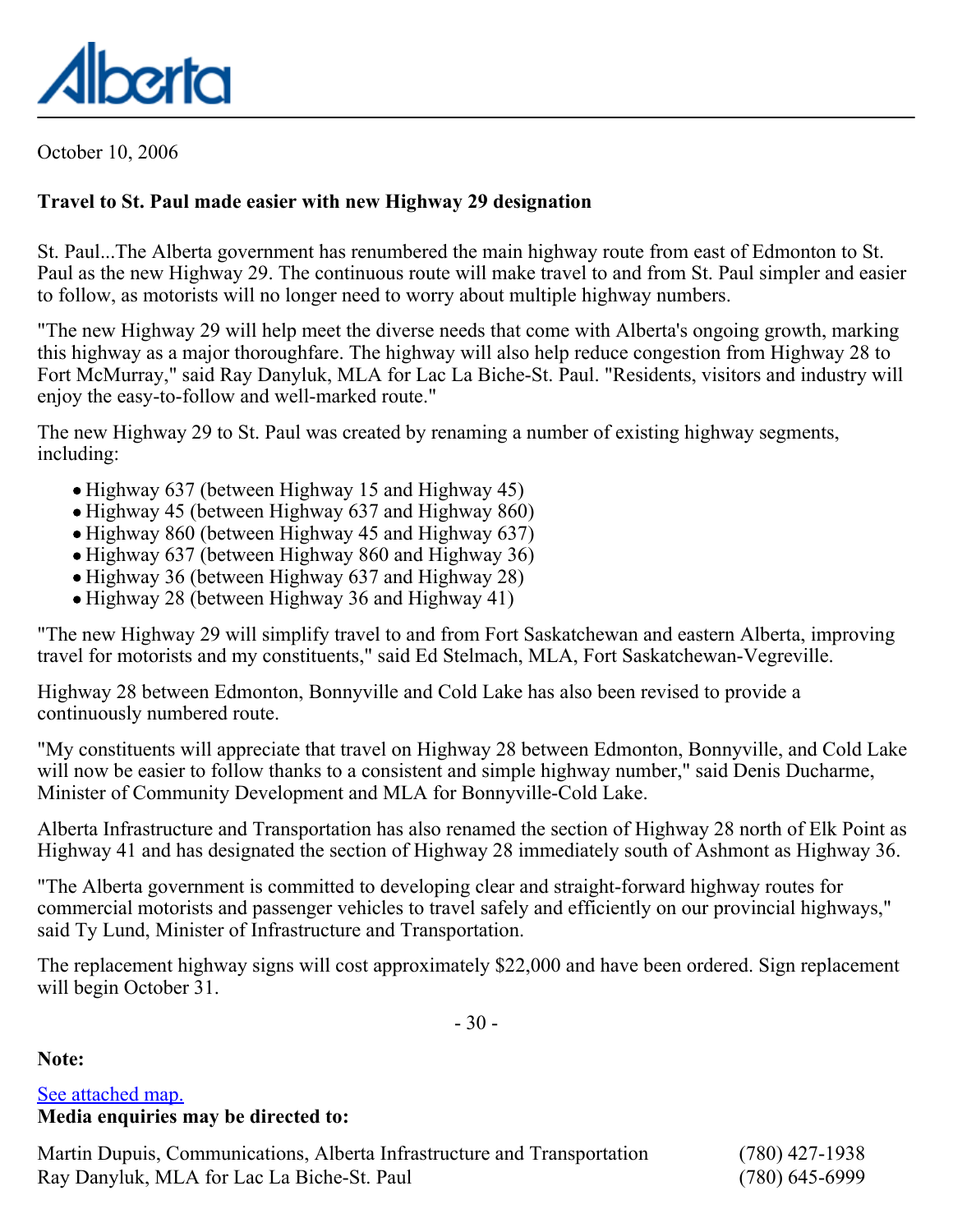Alberta

October 10, 2006

**Travel to St. Paul made easier with new Highway 29 designation**

St. Paul...The Alberta government has renumbered the main highway route from east of Edmonton to St. Paul as the new Highway 29. The continuous route will make travel to and from St. Paul simpler and easier to follow, as motorists will no longer need to worry about multiple highway numbers.

"The new Highway 29 will help meet the diverse needs that come with Alberta's ongoing growth, marking this highway as a major thoroughfare. The highway will also help reduce congestion from Highway 28 to Fort McMurray," said Ray Danyluk, MLA for Lac La Biche-St. Paul. "Residents, visitors and industry will enjoy the easy-to-follow and well-marked route."

The new Highway 29 to St. Paul was created by renaming a number of existing highway segments, including:

- Highway 637 (between Highway 15 and Highway 45)
- Highway 45 (between Highway 637 and Highway 860)
- Highway 860 (between Highway 45 and Highway 637)
- Highway 637 (between Highway 860 and Highway 36)
- Highway 36 (between Highway 637 and Highway 28)
- Highway 28 (between Highway 36 and Highway 41)

"The new Highway 29 will simplify travel to and from Fort Saskatchewan and eastern Alberta, improving travel for motorists and my constituents," said Ed Stelmach, MLA, Fort Saskatchewan-Vegreville.

Highway 28 between Edmonton, Bonnyville and Cold Lake has also been revised to provide a continuously numbered route.

"My constituents will appreciate that travel on Highway 28 between Edmonton, Bonnyville, and Cold Lake will now be easier to follow thanks to a consistent and simple highway number," said Denis Ducharme, Minister of Community Development and MLA for Bonnyville-Cold Lake.

Alberta Infrastructure and Transportation has also renamed the section of Highway 28 north of Elk Point as Highway 41 and has designated the section of Highway 28 immediately south of Ashmont as Highway 36.

"The Alberta government is committed to developing clear and straight-forward highway routes for commercial motorists and passenger vehicles to travel safely and efficiently on our provincial highways," said Ty Lund, Minister of Infrastructure and Transportation.

The replacement highway signs will cost approximately $22,000 and have been ordered. Sign replacement will begin October 31.

\- 30 -

**Note:**

See attached map.

**Media enquiries may be directed to:**

Martin Dupuis, Communications, Alberta Infrastructure and Transportation (780) 427-1938
Ray Danyluk, MLA for Lac La Biche-St. Paul (780) 645-6999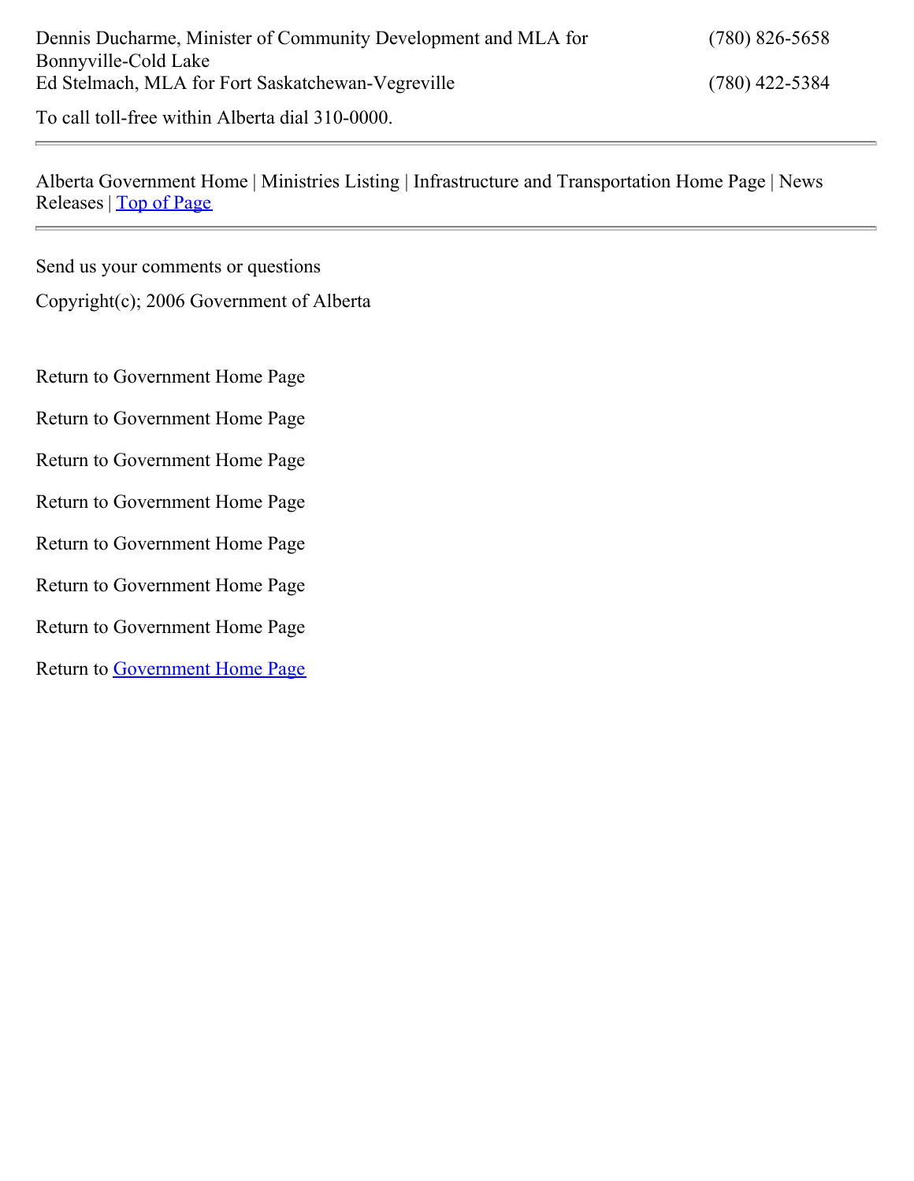| | |
|---|---|
| Dennis Ducharme, Minister of Community Development and MLA for Bonnyville-Cold Lake | (780) 826-5658 |
| Ed Stelmach, MLA for Fort Saskatchewan-Vegreville | (780) 422-5384 |

To call toll-free within Alberta dial 310-0000.

---

Alberta Government Home | Ministries Listing | Infrastructure and Transportation Home Page | News Releases | Top of Page

---

Send us your comments or questions

Copyright(c); 2006 Government of Alberta

Return to Government Home Page

Return to Government Home Page

Return to Government Home Page

Return to Government Home Page

Return to Government Home Page

Return to Government Home Page

Return to Government Home Page

Return to Government Home Page